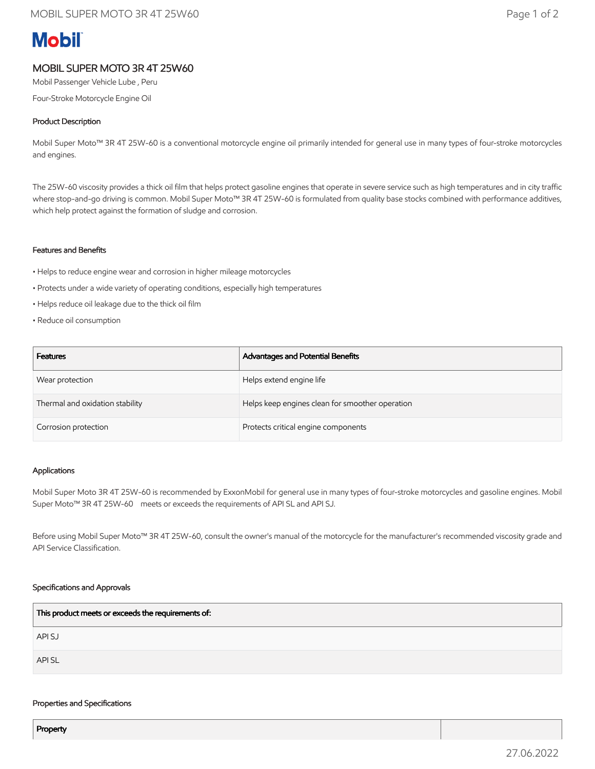Mobil

# MOBIL SUPER MOTO 3R 4T 25W60

Mobil Passenger Vehicle Lube , Peru

Four-Stroke Motorcycle Engine Oil

## Product Description

Mobil Super Moto™ 3R 4T 25W-60 is a conventional motorcycle engine oil primarily intended for general use in many types of four-stroke motorcycles and engines.

The 25W-60 viscosity provides a thick oil film that helps protect gasoline engines that operate in severe service such as high temperatures and in city traffic where stop-and-go driving is common. Mobil Super Moto™ 3R 4T 25W-60 is formulated from quality base stocks combined with performance additives, which help protect against the formation of sludge and corrosion.

## Features and Benefits

- Helps to reduce engine wear and corrosion in higher mileage motorcycles
- Protects under a wide variety of operating conditions, especially high temperatures
- Helps reduce oil leakage due to the thick oil film
- Reduce oil consumption

| Features | Advantages and Potential Benefits |
|---|---|
| Wear protection | Helps extend engine life |
| Thermal and oxidation stability | Helps keep engines clean for smoother operation |
| Corrosion protection | Protects critical engine components |

## Applications

Mobil Super Moto 3R 4T 25W-60 is recommended by ExxonMobil for general use in many types of four-stroke motorcycles and gasoline engines. Mobil Super Moto™ 3R 4T 25W-60 meets or exceeds the requirements of API SL and API SJ.

Before using Mobil Super Moto™ 3R 4T 25W-60, consult the owner's manual of the motorcycle for the manufacturer's recommended viscosity grade and API Service Classification.

## Specifications and Approvals

| This product meets or exceeds the requirements of: |
|---|
| API SJ |
| API SL |

## Properties and Specifications

| Property | |
|---|---|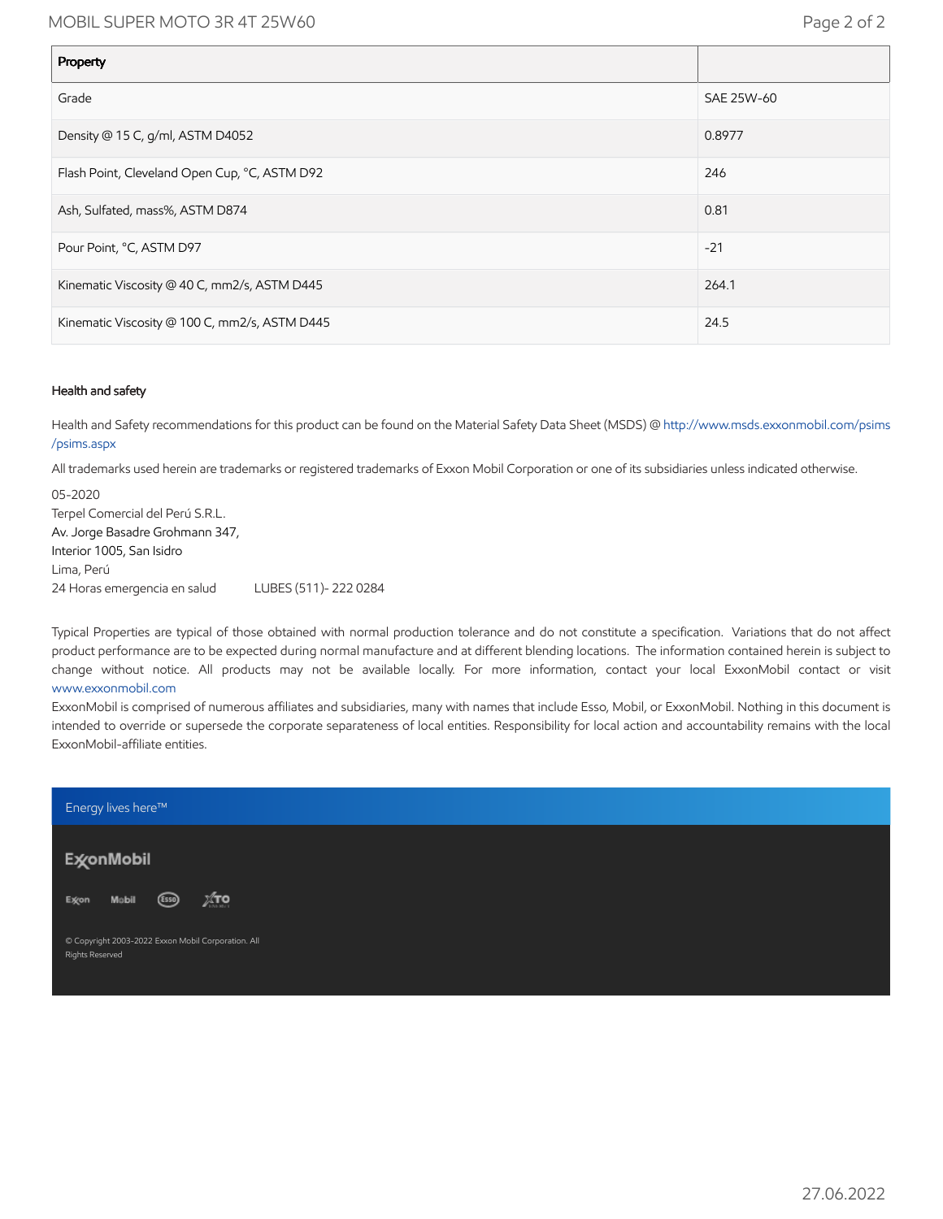| Property | |
|---|---|
| Grade | SAE 25W-60 |
| Density @ 15 C, g/ml, ASTM D4052 | 0.8977 |
| Flash Point, Cleveland Open Cup, °C, ASTM D92 | 246 |
| Ash, Sulfated, mass%, ASTM D874 | 0.81 |
| Pour Point, °C, ASTM D97 | -21 |
| Kinematic Viscosity @ 40 C, mm2/s, ASTM D445 | 264.1 |
| Kinematic Viscosity @ 100 C, mm2/s, ASTM D445 | 24.5 |

### Health and safety

Health and Safety recommendations for this product can be found on the Material Safety Data Sheet (MSDS) @ http://www.msds.exxonmobil.com/psims/psims.aspx

All trademarks used herein are trademarks or registered trademarks of Exxon Mobil Corporation or one of its subsidiaries unless indicated otherwise.

05-2020
Terpel Comercial del Perú S.R.L.
Av. Jorge Basadre Grohmann 347,
Interior 1005, San Isidro
Lima, Perú
24 Horas emergencia en salud LUBES (511)- 222 0284

Typical Properties are typical of those obtained with normal production tolerance and do not constitute a specification. Variations that do not affect product performance are to be expected during normal manufacture and at different blending locations. The information contained herein is subject to change without notice. All products may not be available locally. For more information, contact your local ExxonMobil contact or visit www.exxonmobil.com

ExxonMobil is comprised of numerous affiliates and subsidiaries, many with names that include Esso, Mobil, or ExxonMobil. Nothing in this document is intended to override or supersede the corporate separateness of local entities. Responsibility for local action and accountability remains with the local ExxonMobil-affiliate entities.

Energy lives here™

ExxonMobil

Exxon Mobil Esso XTO

© Copyright 2003-2022 Exxon Mobil Corporation. All Rights Reserved

27.06.2022